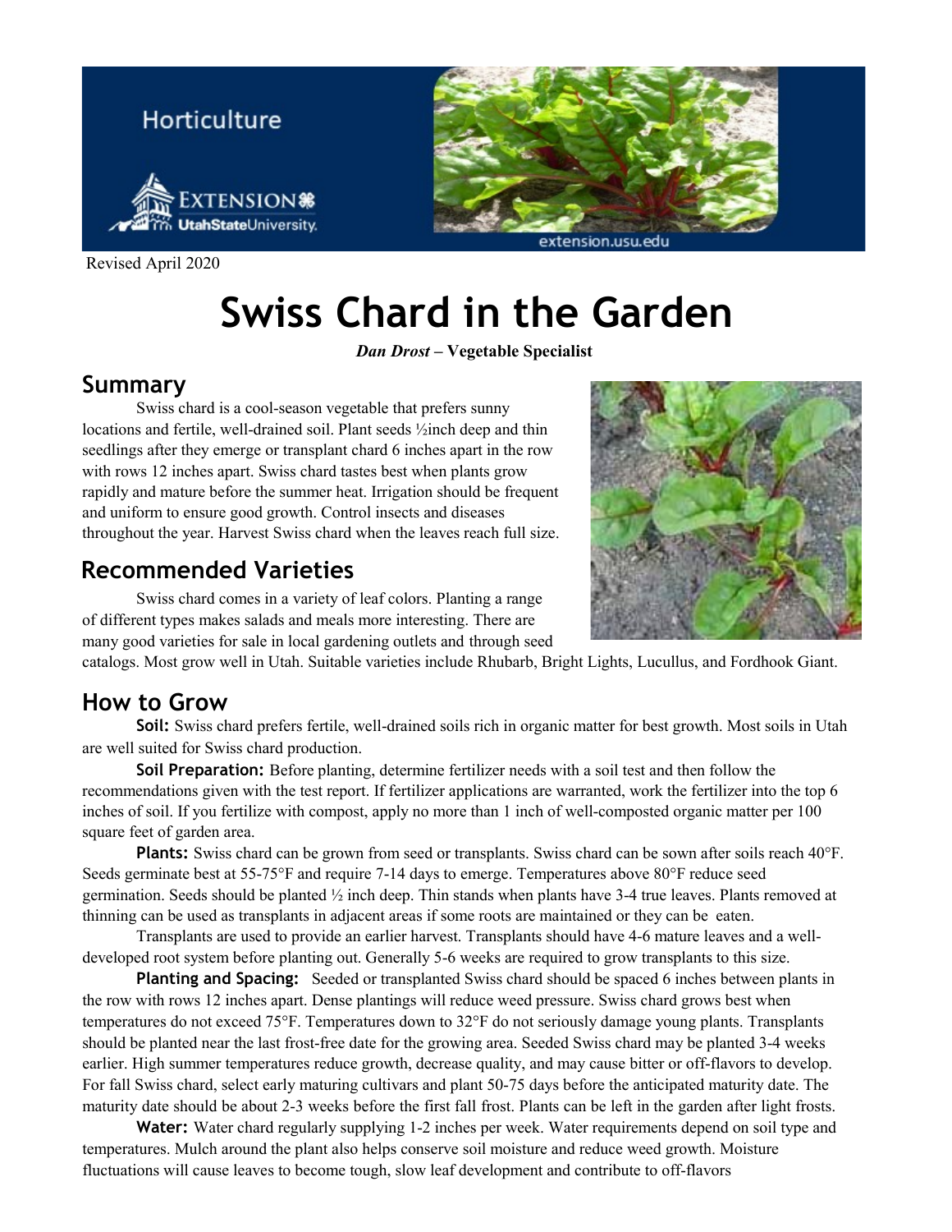Horticulture

Revised April 2020

# Swiss Chard in the Garden

***Dan Drost* – Vegetable Specialist**

## Summary

Swiss chard is a cool-season vegetable that prefers sunny locations and fertile, well-drained soil. Plant seeds ½inch deep and thin seedlings after they emerge or transplant chard 6 inches apart in the row with rows 12 inches apart. Swiss chard tastes best when plants grow rapidly and mature before the summer heat. Irrigation should be frequent and uniform to ensure good growth. Control insects and diseases throughout the year. Harvest Swiss chard when the leaves reach full size.

## Recommended Varieties

Swiss chard comes in a variety of leaf colors. Planting a range of different types makes salads and meals more interesting. There are many good varieties for sale in local gardening outlets and through seed catalogs. Most grow well in Utah. Suitable varieties include Rhubarb, Bright Lights, Lucullus, and Fordhook Giant.

## How to Grow

**Soil:** Swiss chard prefers fertile, well-drained soils rich in organic matter for best growth. Most soils in Utah are well suited for Swiss chard production.

**Soil Preparation:** Before planting, determine fertilizer needs with a soil test and then follow the recommendations given with the test report. If fertilizer applications are warranted, work the fertilizer into the top 6 inches of soil. If you fertilize with compost, apply no more than 1 inch of well-composted organic matter per 100 square feet of garden area.

**Plants:** Swiss chard can be grown from seed or transplants. Swiss chard can be sown after soils reach 40°F. Seeds germinate best at 55-75°F and require 7-14 days to emerge. Temperatures above 80°F reduce seed germination. Seeds should be planted ½ inch deep. Thin stands when plants have 3-4 true leaves. Plants removed at thinning can be used as transplants in adjacent areas if some roots are maintained or they can be eaten.

Transplants are used to provide an earlier harvest. Transplants should have 4-6 mature leaves and a well-developed root system before planting out. Generally 5-6 weeks are required to grow transplants to this size.

**Planting and Spacing:** Seeded or transplanted Swiss chard should be spaced 6 inches between plants in the row with rows 12 inches apart. Dense plantings will reduce weed pressure. Swiss chard grows best when temperatures do not exceed 75°F. Temperatures down to 32°F do not seriously damage young plants. Transplants should be planted near the last frost-free date for the growing area. Seeded Swiss chard may be planted 3-4 weeks earlier. High summer temperatures reduce growth, decrease quality, and may cause bitter or off-flavors to develop. For fall Swiss chard, select early maturing cultivars and plant 50-75 days before the anticipated maturity date. The maturity date should be about 2-3 weeks before the first fall frost. Plants can be left in the garden after light frosts.

**Water:** Water chard regularly supplying 1-2 inches per week. Water requirements depend on soil type and temperatures. Mulch around the plant also helps conserve soil moisture and reduce weed growth. Moisture fluctuations will cause leaves to become tough, slow leaf development and contribute to off-flavors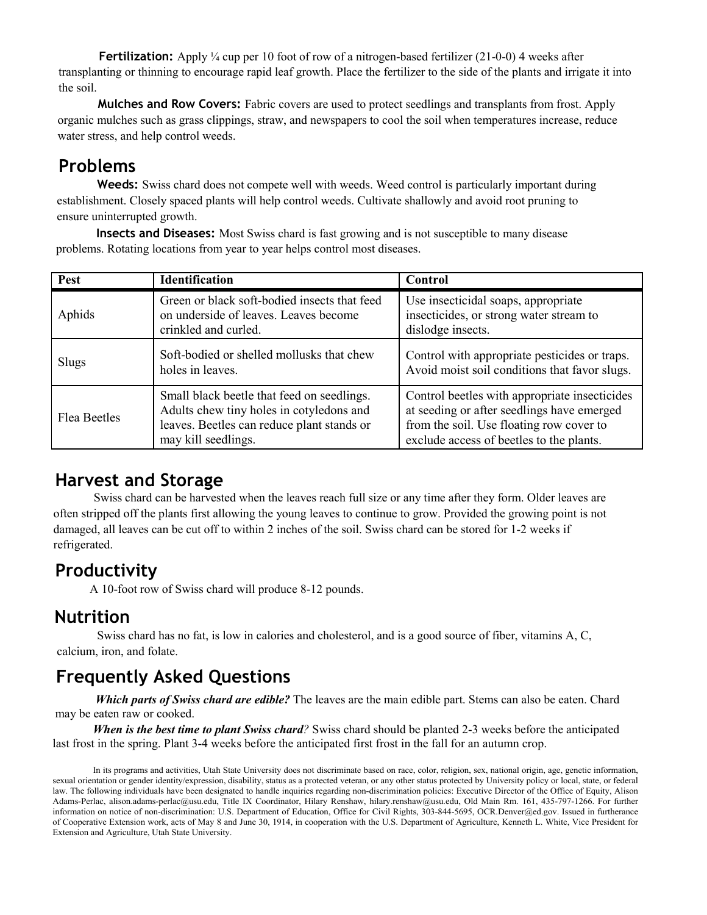**Fertilization:** Apply ¼ cup per 10 foot of row of a nitrogen-based fertilizer (21-0-0) 4 weeks after transplanting or thinning to encourage rapid leaf growth. Place the fertilizer to the side of the plants and irrigate it into the soil.

**Mulches and Row Covers:** Fabric covers are used to protect seedlings and transplants from frost. Apply organic mulches such as grass clippings, straw, and newspapers to cool the soil when temperatures increase, reduce water stress, and help control weeds.

## Problems

**Weeds:** Swiss chard does not compete well with weeds. Weed control is particularly important during establishment. Closely spaced plants will help control weeds. Cultivate shallowly and avoid root pruning to ensure uninterrupted growth.

**Insects and Diseases:** Most Swiss chard is fast growing and is not susceptible to many disease problems. Rotating locations from year to year helps control most diseases.

| Pest | Identification | Control |
|---|---|---|
| Aphids | Green or black soft-bodied insects that feed on underside of leaves. Leaves become crinkled and curled. | Use insecticidal soaps, appropriate insecticides, or strong water stream to dislodge insects. |
| Slugs | Soft-bodied or shelled mollusks that chew holes in leaves. | Control with appropriate pesticides or traps. Avoid moist soil conditions that favor slugs. |
| Flea Beetles | Small black beetle that feed on seedlings. Adults chew tiny holes in cotyledons and leaves. Beetles can reduce plant stands or may kill seedlings. | Control beetles with appropriate insecticides at seeding or after seedlings have emerged from the soil. Use floating row cover to exclude access of beetles to the plants. |

## Harvest and Storage

Swiss chard can be harvested when the leaves reach full size or any time after they form. Older leaves are often stripped off the plants first allowing the young leaves to continue to grow. Provided the growing point is not damaged, all leaves can be cut off to within 2 inches of the soil. Swiss chard can be stored for 1-2 weeks if refrigerated.

## Productivity

A 10-foot row of Swiss chard will produce 8-12 pounds.

## Nutrition

Swiss chard has no fat, is low in calories and cholesterol, and is a good source of fiber, vitamins A, C, calcium, iron, and folate.

## Frequently Asked Questions

***Which parts of Swiss chard are edible?*** The leaves are the main edible part. Stems can also be eaten. Chard may be eaten raw or cooked.

***When is the best time to plant Swiss chard?*** Swiss chard should be planted 2-3 weeks before the anticipated last frost in the spring. Plant 3-4 weeks before the anticipated first frost in the fall for an autumn crop.

In its programs and activities, Utah State University does not discriminate based on race, color, religion, sex, national origin, age, genetic information, sexual orientation or gender identity/expression, disability, status as a protected veteran, or any other status protected by University policy or local, state, or federal law. The following individuals have been designated to handle inquiries regarding non-discrimination policies: Executive Director of the Office of Equity, Alison Adams-Perlac, alison.adams-perlac@usu.edu, Title IX Coordinator, Hilary Renshaw, hilary.renshaw@usu.edu, Old Main Rm. 161, 435-797-1266. For further information on notice of non-discrimination: U.S. Department of Education, Office for Civil Rights, 303-844-5695, OCR.Denver@ed.gov. Issued in furtherance of Cooperative Extension work, acts of May 8 and June 30, 1914, in cooperation with the U.S. Department of Agriculture, Kenneth L. White, Vice President for Extension and Agriculture, Utah State University.